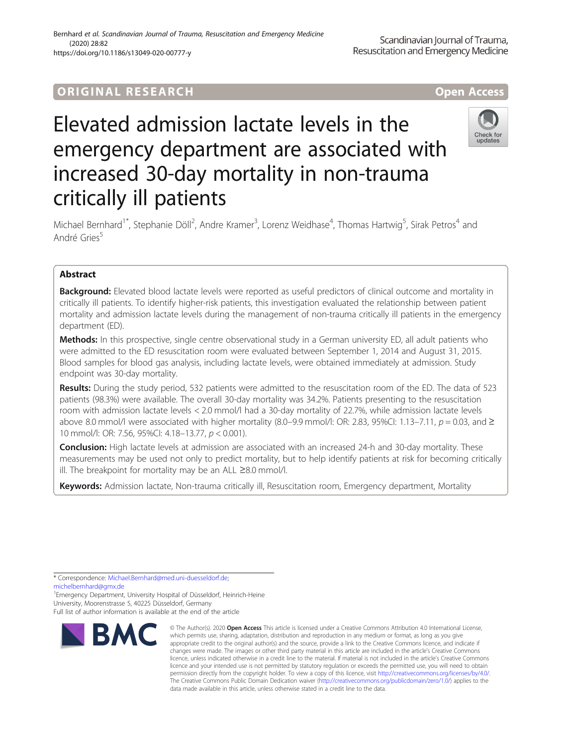ORIGINAL RESEARCH

Open Access

# Elevated admission lactate levels in the emergency department are associated with increased 30-day mortality in non-trauma critically ill patients

Michael Bernhard[1*], Stephanie Döll[2], Andre Kramer[3], Lorenz Weidhase[4], Thomas Hartwig[5], Sirak Petros[4] and André Gries[5]

## Abstract

**Background:** Elevated blood lactate levels were reported as useful predictors of clinical outcome and mortality in critically ill patients. To identify higher-risk patients, this investigation evaluated the relationship between patient mortality and admission lactate levels during the management of non-trauma critically ill patients in the emergency department (ED).

**Methods:** In this prospective, single centre observational study in a German university ED, all adult patients who were admitted to the ED resuscitation room were evaluated between September 1, 2014 and August 31, 2015. Blood samples for blood gas analysis, including lactate levels, were obtained immediately at admission. Study endpoint was 30-day mortality.

**Results:** During the study period, 532 patients were admitted to the resuscitation room of the ED. The data of 523 patients (98.3%) were available. The overall 30-day mortality was 34.2%. Patients presenting to the resuscitation room with admission lactate levels < 2.0 mmol/l had a 30-day mortality of 22.7%, while admission lactate levels above 8.0 mmol/l were associated with higher mortality (8.0–9.9 mmol/l: OR: 2.83, 95%CI: 1.13–7.11, $p = 0.03$, and ≥ 10 mmol/l: OR: 7.56, 95%CI: 4.18–13.77, $p < 0.001$).

**Conclusion:** High lactate levels at admission are associated with an increased 24-h and 30-day mortality. These measurements may be used not only to predict mortality, but to help identify patients at risk for becoming critically ill. The breakpoint for mortality may be an ALL ≥8.0 mmol/l.

**Keywords:** Admission lactate, Non-trauma critically ill, Resuscitation room, Emergency department, Mortality

\* Correspondence: Michael.Bernhard@med.uni-duesseldorf.de; michelbernhard@gmx.de

[1]Emergency Department, University Hospital of Düsseldorf, Heinrich-Heine University, Moorenstrasse 5, 40225 Düsseldorf, Germany

Full list of author information is available at the end of the article

© The Author(s). 2020 **Open Access** This article is licensed under a Creative Commons Attribution 4.0 International License, which permits use, sharing, adaptation, distribution and reproduction in any medium or format, as long as you give appropriate credit to the original author(s) and the source, provide a link to the Creative Commons licence, and indicate if changes were made. The images or other third party material in this article are included in the article's Creative Commons licence, unless indicated otherwise in a credit line to the material. If material is not included in the article's Creative Commons licence and your intended use is not permitted by statutory regulation or exceeds the permitted use, you will need to obtain permission directly from the copyright holder. To view a copy of this licence, visit http://creativecommons.org/licenses/by/4.0/. The Creative Commons Public Domain Dedication waiver (http://creativecommons.org/publicdomain/zero/1.0/) applies to the data made available in this article, unless otherwise stated in a credit line to the data.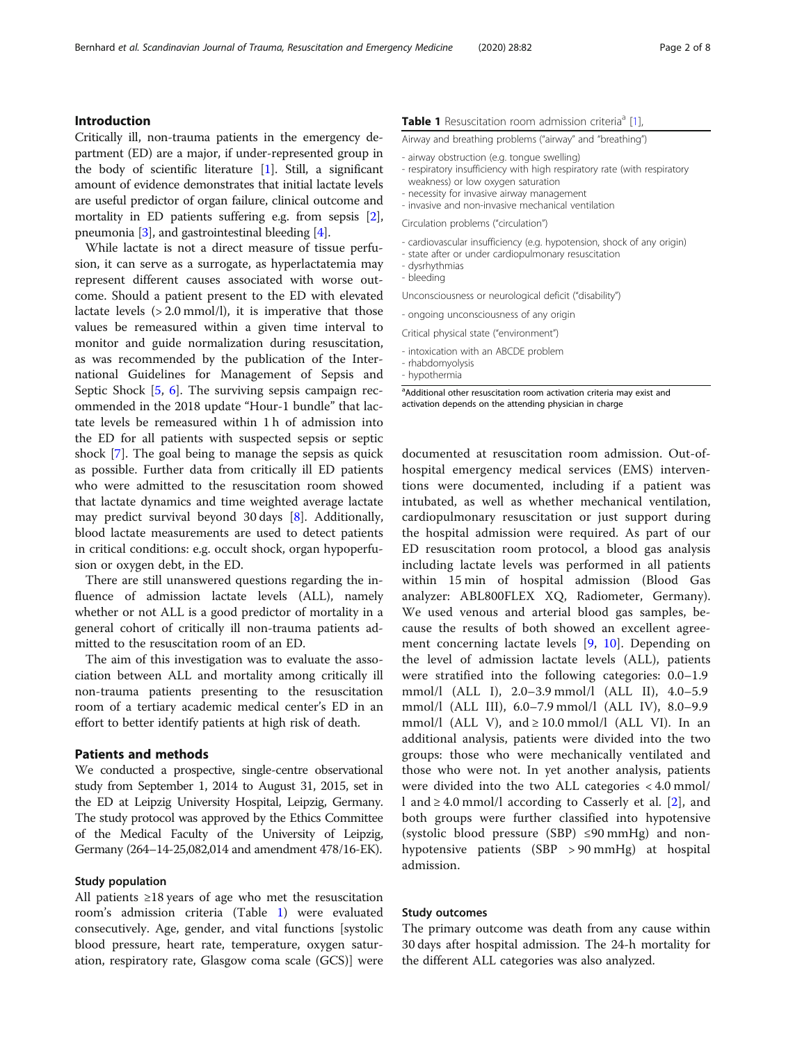## Introduction

Critically ill, non-trauma patients in the emergency department (ED) are a major, if under-represented group in the body of scientific literature [1]. Still, a significant amount of evidence demonstrates that initial lactate levels are useful predictor of organ failure, clinical outcome and mortality in ED patients suffering e.g. from sepsis [2], pneumonia [3], and gastrointestinal bleeding [4].

While lactate is not a direct measure of tissue perfusion, it can serve as a surrogate, as hyperlactatemia may represent different causes associated with worse outcome. Should a patient present to the ED with elevated lactate levels (> 2.0 mmol/l), it is imperative that those values be remeasured within a given time interval to monitor and guide normalization during resuscitation, as was recommended by the publication of the International Guidelines for Management of Sepsis and Septic Shock [5, 6]. The surviving sepsis campaign recommended in the 2018 update "Hour-1 bundle" that lactate levels be remeasured within 1 h of admission into the ED for all patients with suspected sepsis or septic shock [7]. The goal being to manage the sepsis as quick as possible. Further data from critically ill ED patients who were admitted to the resuscitation room showed that lactate dynamics and time weighted average lactate may predict survival beyond 30 days [8]. Additionally, blood lactate measurements are used to detect patients in critical conditions: e.g. occult shock, organ hypoperfusion or oxygen debt, in the ED.

There are still unanswered questions regarding the influence of admission lactate levels (ALL), namely whether or not ALL is a good predictor of mortality in a general cohort of critically ill non-trauma patients admitted to the resuscitation room of an ED.

The aim of this investigation was to evaluate the association between ALL and mortality among critically ill non-trauma patients presenting to the resuscitation room of a tertiary academic medical center's ED in an effort to better identify patients at high risk of death.

## Patients and methods

We conducted a prospective, single-centre observational study from September 1, 2014 to August 31, 2015, set in the ED at Leipzig University Hospital, Leipzig, Germany. The study protocol was approved by the Ethics Committee of the Medical Faculty of the University of Leipzig, Germany (264–14-25,082,014 and amendment 478/16-EK).

### Study population

All patients ≥18 years of age who met the resuscitation room's admission criteria (Table 1) were evaluated consecutively. Age, gender, and vital functions [systolic blood pressure, heart rate, temperature, oxygen saturation, respiratory rate, Glasgow coma scale (GCS)] were documented at resuscitation room admission. Out-of-hospital emergency medical services (EMS) interventions were documented, including if a patient was intubated, as well as whether mechanical ventilation, cardiopulmonary resuscitation or just support during the hospital admission were required. As part of our ED resuscitation room protocol, a blood gas analysis including lactate levels was performed in all patients within 15 min of hospital admission (Blood Gas analyzer: ABL800FLEX XQ, Radiometer, Germany). We used venous and arterial blood gas samples, because the results of both showed an excellent agreement concerning lactate levels [9, 10]. Depending on the level of admission lactate levels (ALL), patients were stratified into the following categories: 0.0–1.9 mmol/l (ALL I), 2.0–3.9 mmol/l (ALL II), 4.0–5.9 mmol/l (ALL III), 6.0–7.9 mmol/l (ALL IV), 8.0–9.9 mmol/l (ALL V), and ≥ 10.0 mmol/l (ALL VI). In an additional analysis, patients were divided into the two groups: those who were mechanically ventilated and those who were not. In yet another analysis, patients were divided into the two ALL categories < 4.0 mmol/l and ≥ 4.0 mmol/l according to Casserly et al. [2], and both groups were further classified into hypotensive (systolic blood pressure (SBP) ≤90 mmHg) and non-hypotensive patients (SBP > 90 mmHg) at hospital admission.

**Table 1** Resuscitation room admission criteria[a] [1],

| Airway and breathing problems ("airway" and "breathing") |
|---|
| - airway obstruction (e.g. tongue swelling) |
| - respiratory insufficiency with high respiratory rate (with respiratory weakness) or low oxygen saturation |
| - necessity for invasive airway management |
| - invasive and non-invasive mechanical ventilation |
| Circulation problems ("circulation") |
| - cardiovascular insufficiency (e.g. hypotension, shock of any origin) |
| - state after or under cardiopulmonary resuscitation |
| - dysrhythmias |
| - bleeding |
| Unconsciousness or neurological deficit ("disability") |
| - ongoing unconsciousness of any origin |
| Critical physical state ("environment") |
| - intoxication with an ABCDE problem |
| - rhabdomyolysis |
| - hypothermia |

[a]Additional other resuscitation room activation criteria may exist and activation depends on the attending physician in charge

### Study outcomes

The primary outcome was death from any cause within 30 days after hospital admission. The 24-h mortality for the different ALL categories was also analyzed.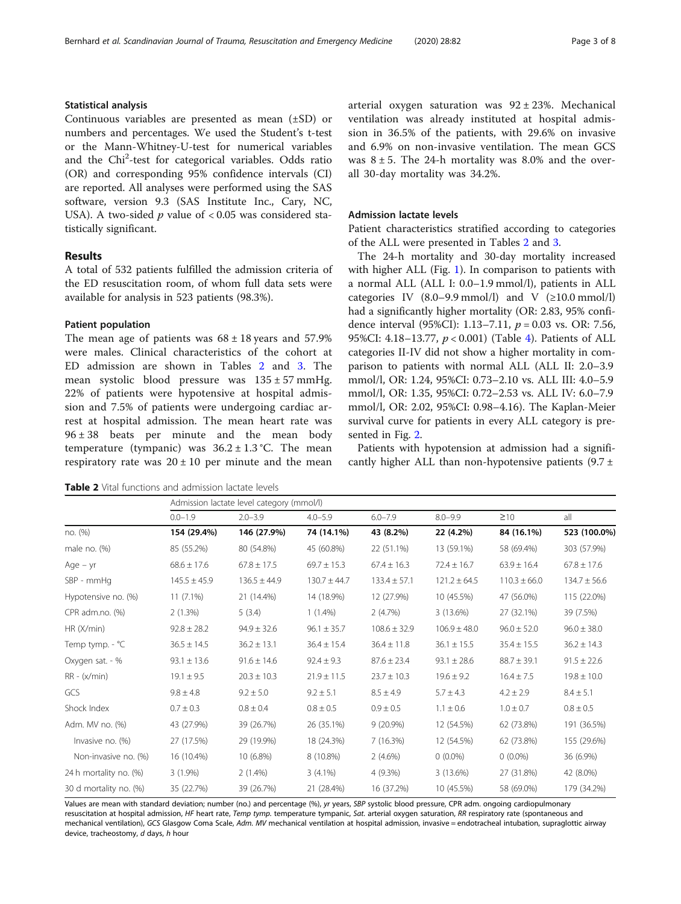### Statistical analysis

Continuous variables are presented as mean (±SD) or numbers and percentages. We used the Student's t-test or the Mann-Whitney-U-test for numerical variables and the $Chi^2$-test for categorical variables. Odds ratio (OR) and corresponding 95% confidence intervals (CI) are reported. All analyses were performed using the SAS software, version 9.3 (SAS Institute Inc., Cary, NC, USA). A two-sided $p$ value of $< 0.05$ was considered statistically significant.

## Results

A total of 532 patients fulfilled the admission criteria of the ED resuscitation room, of whom full data sets were available for analysis in 523 patients (98.3%).

### Patient population

The mean age of patients was 68 ± 18 years and 57.9% were males. Clinical characteristics of the cohort at ED admission are shown in Tables 2 and 3. The mean systolic blood pressure was 135 ± 57 mmHg. 22% of patients were hypotensive at hospital admission and 7.5% of patients were undergoing cardiac arrest at hospital admission. The mean heart rate was 96 ± 38 beats per minute and the mean body temperature (tympanic) was 36.2 ± 1.3 °C. The mean respiratory rate was 20 ± 10 per minute and the mean arterial oxygen saturation was 92 ± 23%. Mechanical ventilation was already instituted at hospital admission in 36.5% of the patients, with 29.6% on invasive and 6.9% on non-invasive ventilation. The mean GCS was 8 ± 5. The 24-h mortality was 8.0% and the overall 30-day mortality was 34.2%.

### Admission lactate levels

Patient characteristics stratified according to categories of the ALL were presented in Tables 2 and 3.

The 24-h mortality and 30-day mortality increased with higher ALL (Fig. 1). In comparison to patients with a normal ALL (ALL I: 0.0–1.9 mmol/l), patients in ALL categories IV (8.0–9.9 mmol/l) and V (≥10.0 mmol/l) had a significantly higher mortality (OR: 2.83, 95% confidence interval (95%CI): 1.13–7.11, $p = 0.03$ vs. OR: 7.56, 95%CI: 4.18–13.77, $p < 0.001$) (Table 4). Patients of ALL categories II-IV did not show a higher mortality in comparison to patients with normal ALL (ALL II: 2.0–3.9 mmol/l, OR: 1.24, 95%CI: 0.73–2.10 vs. ALL III: 4.0–5.9 mmol/l, OR: 1.35, 95%CI: 0.72–2.53 vs. ALL IV: 6.0–7.9 mmol/l, OR: 2.02, 95%CI: 0.98–4.16). The Kaplan-Meier survival curve for patients in every ALL category is presented in Fig. 2.

Patients with hypotension at admission had a significantly higher ALL than non-hypotensive patients (9.7 ±

**Table 2** Vital functions and admission lactate levels

| | Admission lactate level category (mmol/l) | | | | | | |
|---|---|---|---|---|---|---|---|
| | 0.0–1.9 | 2.0–3.9 | 4.0–5.9 | 6.0–7.9 | 8.0–9.9 | ≥10 | all |
| no. (%) | **154 (29.4%)** | **146 (27.9%)** | **74 (14.1%)** | **43 (8.2%)** | **22 (4.2%)** | **84 (16.1%)** | **523 (100.0%)** |
| male no. (%) | 85 (55.2%) | 80 (54.8%) | 45 (60.8%) | 22 (51.1%) | 13 (59.1%) | 58 (69.4%) | 303 (57.9%) |
| Age – yr | 68.6 ± 17.6 | 67.8 ± 17.5 | 69.7 ± 15.3 | 67.4 ± 16.3 | 72.4 ± 16.7 | 63.9 ± 16.4 | 67.8 ± 17.6 |
| SBP - mmHg | 145.5 ± 45.9 | 136.5 ± 44.9 | 130.7 ± 44.7 | 133.4 ± 57.1 | 121.2 ± 64.5 | 110.3 ± 66.0 | 134.7 ± 56.6 |
| Hypotensive no. (%) | 11 (7.1%) | 21 (14.4%) | 14 (18.9%) | 12 (27.9%) | 10 (45.5%) | 47 (56.0%) | 115 (22.0%) |
| CPR adm.no. (%) | 2 (1.3%) | 5 (3.4) | 1 (1.4%) | 2 (4.7%) | 3 (13.6%) | 27 (32.1%) | 39 (7.5%) |
| HR (X/min) | 92.8 ± 28.2 | 94.9 ± 32.6 | 96.1 ± 35.7 | 108.6 ± 32.9 | 106.9 ± 48.0 | 96.0 ± 52.0 | 96.0 ± 38.0 |
| Temp tymp. - °C | 36.5 ± 14.5 | 36.2 ± 13.1 | 36.4 ± 15.4 | 36.4 ± 11.8 | 36.1 ± 15.5 | 35.4 ± 15.5 | 36.2 ± 14.3 |
| Oxygen sat. - % | 93.1 ± 13.6 | 91.6 ± 14.6 | 92.4 ± 9.3 | 87.6 ± 23.4 | 93.1 ± 28.6 | 88.7 ± 39.1 | 91.5 ± 22.6 |
| RR - (x/min) | 19.1 ± 9.5 | 20.3 ± 10.3 | 21.9 ± 11.5 | 23.7 ± 10.3 | 19.6 ± 9.2 | 16.4 ± 7.5 | 19.8 ± 10.0 |
| GCS | 9.8 ± 4.8 | 9.2 ± 5.0 | 9.2 ± 5.1 | 8.5 ± 4.9 | 5.7 ± 4.3 | 4.2 ± 2.9 | 8.4 ± 5.1 |
| Shock Index | 0.7 ± 0.3 | 0.8 ± 0.4 | 0.8 ± 0.5 | 0.9 ± 0.5 | 1.1 ± 0.6 | 1.0 ± 0.7 | 0.8 ± 0.5 |
| Adm. MV no. (%) | 43 (27.9%) | 39 (26.7%) | 26 (35.1%) | 9 (20.9%) | 12 (54.5%) | 62 (73.8%) | 191 (36.5%) |
| Invasive no. (%) | 27 (17.5%) | 29 (19.9%) | 18 (24.3%) | 7 (16.3%) | 12 (54.5%) | 62 (73.8%) | 155 (29.6%) |
| Non-invasive no. (%) | 16 (10.4%) | 10 (6.8%) | 8 (10.8%) | 2 (4.6%) | 0 (0.0%) | 0 (0.0%) | 36 (6.9%) |
| 24 h mortality no. (%) | 3 (1.9%) | 2 (1.4%) | 3 (4.1%) | 4 (9.3%) | 3 (13.6%) | 27 (31.8%) | 42 (8.0%) |
| 30 d mortality no. (%) | 35 (22.7%) | 39 (26.7%) | 21 (28.4%) | 16 (37.2%) | 10 (45.5%) | 58 (69.0%) | 179 (34.2%) |

Values are mean with standard deviation; number (no.) and percentage (%), *yr* years, *SBP* systolic blood pressure, *CPR adm.* ongoing cardiopulmonary resuscitation at hospital admission, *HF* heart rate, *Temp tymp.* temperature tympanic, *Sat.* arterial oxygen saturation, *RR* respiratory rate (spontaneous and mechanical ventilation), *GCS* Glasgow Coma Scale, *Adm. MV* mechanical ventilation at hospital admission, invasive = endotracheal intubation, supraglottic airway device, tracheostomy, *d* days, *h* hour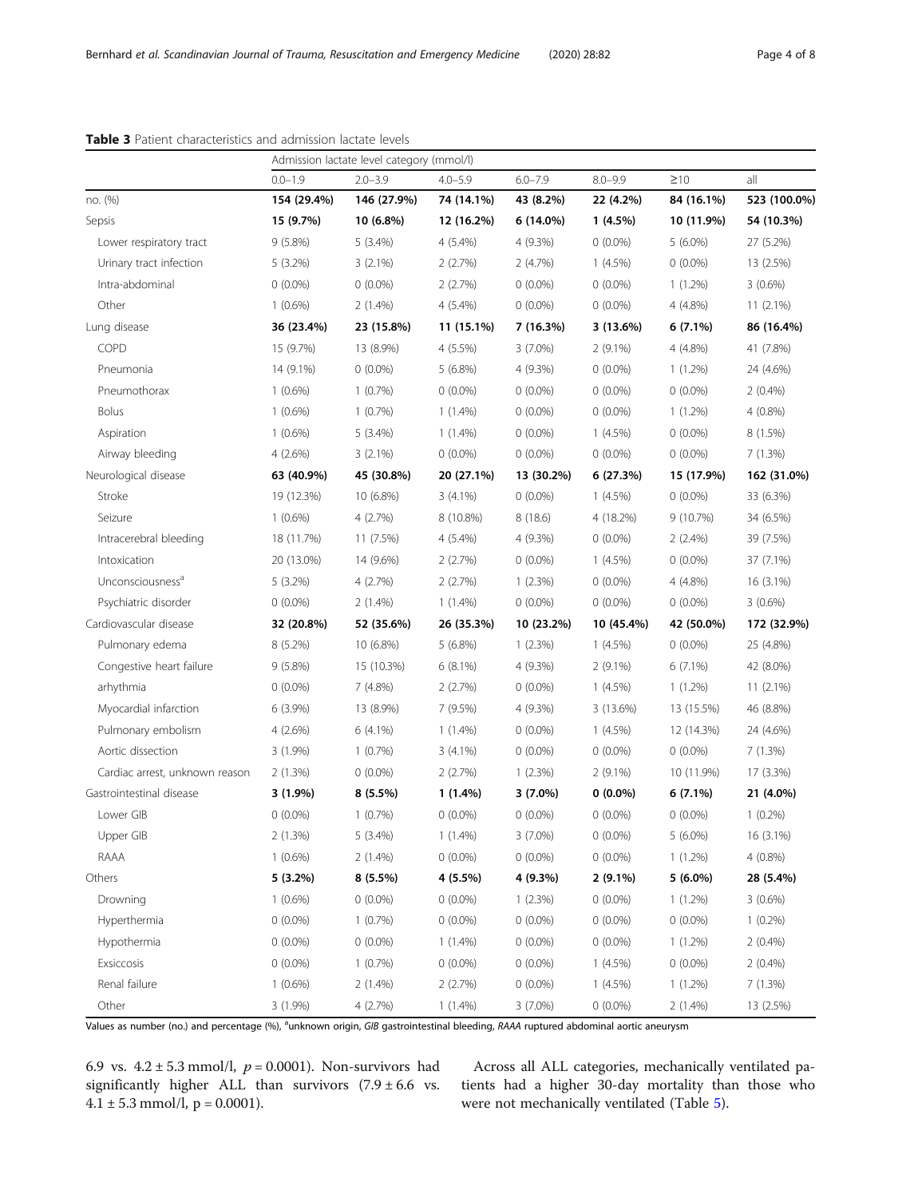**Table 3** Patient characteristics and admission lactate levels

| | Admission lactate level category (mmol/l) | | | | | | |
|---|---|---|---|---|---|---|---|
| | 0.0–1.9 | 2.0–3.9 | 4.0–5.9 | 6.0–7.9 | 8.0–9.9 | ≥10 | all |
| no. (%) | **154 (29.4%)** | **146 (27.9%)** | **74 (14.1%)** | **43 (8.2%)** | **22 (4.2%)** | **84 (16.1%)** | **523 (100.0%)** |
| Sepsis | **15 (9.7%)** | **10 (6.8%)** | **12 (16.2%)** | **6 (14.0%)** | **1 (4.5%)** | **10 (11.9%)** | **54 (10.3%)** |
| Lower respiratory tract | 9 (5.8%) | 5 (3.4%) | 4 (5.4%) | 4 (9.3%) | 0 (0.0%) | 5 (6.0%) | 27 (5.2%) |
| Urinary tract infection | 5 (3.2%) | 3 (2.1%) | 2 (2.7%) | 2 (4.7%) | 1 (4.5%) | 0 (0.0%) | 13 (2.5%) |
| Intra-abdominal | 0 (0.0%) | 0 (0.0%) | 2 (2.7%) | 0 (0.0%) | 0 (0.0%) | 1 (1.2%) | 3 (0.6%) |
| Other | 1 (0.6%) | 2 (1.4%) | 4 (5.4%) | 0 (0.0%) | 0 (0.0%) | 4 (4.8%) | 11 (2.1%) |
| Lung disease | **36 (23.4%)** | **23 (15.8%)** | **11 (15.1%)** | **7 (16.3%)** | **3 (13.6%)** | **6 (7.1%)** | **86 (16.4%)** |
| COPD | 15 (9.7%) | 13 (8.9%) | 4 (5.5%) | 3 (7.0%) | 2 (9.1%) | 4 (4.8%) | 41 (7.8%) |
| Pneumonia | 14 (9.1%) | 0 (0.0%) | 5 (6.8%) | 4 (9.3%) | 0 (0.0%) | 1 (1.2%) | 24 (4.6%) |
| Pneumothorax | 1 (0.6%) | 1 (0.7%) | 0 (0.0%) | 0 (0.0%) | 0 (0.0%) | 0 (0.0%) | 2 (0.4%) |
| Bolus | 1 (0.6%) | 1 (0.7%) | 1 (1.4%) | 0 (0.0%) | 0 (0.0%) | 1 (1.2%) | 4 (0.8%) |
| Aspiration | 1 (0.6%) | 5 (3.4%) | 1 (1.4%) | 0 (0.0%) | 1 (4.5%) | 0 (0.0%) | 8 (1.5%) |
| Airway bleeding | 4 (2.6%) | 3 (2.1%) | 0 (0.0%) | 0 (0.0%) | 0 (0.0%) | 0 (0.0%) | 7 (1.3%) |
| Neurological disease | **63 (40.9%)** | **45 (30.8%)** | **20 (27.1%)** | **13 (30.2%)** | **6 (27.3%)** | **15 (17.9%)** | **162 (31.0%)** |
| Stroke | 19 (12.3%) | 10 (6.8%) | 3 (4.1%) | 0 (0.0%) | 1 (4.5%) | 0 (0.0%) | 33 (6.3%) |
| Seizure | 1 (0.6%) | 4 (2.7%) | 8 (10.8%) | 8 (18.6) | 4 (18.2%) | 9 (10.7%) | 34 (6.5%) |
| Intracerebral bleeding | 18 (11.7%) | 11 (7.5%) | 4 (5.4%) | 4 (9.3%) | 0 (0.0%) | 2 (2.4%) | 39 (7.5%) |
| Intoxication | 20 (13.0%) | 14 (9.6%) | 2 (2.7%) | 0 (0.0%) | 1 (4.5%) | 0 (0.0%) | 37 (7.1%) |
| Unconsciousness[a] | 5 (3.2%) | 4 (2.7%) | 2 (2.7%) | 1 (2.3%) | 0 (0.0%) | 4 (4.8%) | 16 (3.1%) |
| Psychiatric disorder | 0 (0.0%) | 2 (1.4%) | 1 (1.4%) | 0 (0.0%) | 0 (0.0%) | 0 (0.0%) | 3 (0.6%) |
| Cardiovascular disease | **32 (20.8%)** | **52 (35.6%)** | **26 (35.3%)** | **10 (23.2%)** | **10 (45.4%)** | **42 (50.0%)** | **172 (32.9%)** |
| Pulmonary edema | 8 (5.2%) | 10 (6.8%) | 5 (6.8%) | 1 (2.3%) | 1 (4.5%) | 0 (0.0%) | 25 (4.8%) |
| Congestive heart failure | 9 (5.8%) | 15 (10.3%) | 6 (8.1%) | 4 (9.3%) | 2 (9.1%) | 6 (7.1%) | 42 (8.0%) |
| arhythmia | 0 (0.0%) | 7 (4.8%) | 2 (2.7%) | 0 (0.0%) | 1 (4.5%) | 1 (1.2%) | 11 (2.1%) |
| Myocardial infarction | 6 (3.9%) | 13 (8.9%) | 7 (9.5%) | 4 (9.3%) | 3 (13.6%) | 13 (15.5%) | 46 (8.8%) |
| Pulmonary embolism | 4 (2.6%) | 6 (4.1%) | 1 (1.4%) | 0 (0.0%) | 1 (4.5%) | 12 (14.3%) | 24 (4.6%) |
| Aortic dissection | 3 (1.9%) | 1 (0.7%) | 3 (4.1%) | 0 (0.0%) | 0 (0.0%) | 0 (0.0%) | 7 (1.3%) |
| Cardiac arrest, unknown reason | 2 (1.3%) | 0 (0.0%) | 2 (2.7%) | 1 (2.3%) | 2 (9.1%) | 10 (11.9%) | 17 (3.3%) |
| Gastrointestinal disease | **3 (1.9%)** | **8 (5.5%)** | **1 (1.4%)** | **3 (7.0%)** | **0 (0.0%)** | **6 (7.1%)** | **21 (4.0%)** |
| Lower GIB | 0 (0.0%) | 1 (0.7%) | 0 (0.0%) | 0 (0.0%) | 0 (0.0%) | 0 (0.0%) | 1 (0.2%) |
| Upper GIB | 2 (1.3%) | 5 (3.4%) | 1 (1.4%) | 3 (7.0%) | 0 (0.0%) | 5 (6.0%) | 16 (3.1%) |
| RAAA | 1 (0.6%) | 2 (1.4%) | 0 (0.0%) | 0 (0.0%) | 0 (0.0%) | 1 (1.2%) | 4 (0.8%) |
| Others | **5 (3.2%)** | **8 (5.5%)** | **4 (5.5%)** | **4 (9.3%)** | **2 (9.1%)** | **5 (6.0%)** | **28 (5.4%)** |
| Drowning | 1 (0.6%) | 0 (0.0%) | 0 (0.0%) | 1 (2.3%) | 0 (0.0%) | 1 (1.2%) | 3 (0.6%) |
| Hyperthermia | 0 (0.0%) | 1 (0.7%) | 0 (0.0%) | 0 (0.0%) | 0 (0.0%) | 0 (0.0%) | 1 (0.2%) |
| Hypothermia | 0 (0.0%) | 0 (0.0%) | 1 (1.4%) | 0 (0.0%) | 0 (0.0%) | 1 (1.2%) | 2 (0.4%) |
| Exsiccosis | 0 (0.0%) | 1 (0.7%) | 0 (0.0%) | 0 (0.0%) | 1 (4.5%) | 0 (0.0%) | 2 (0.4%) |
| Renal failure | 1 (0.6%) | 2 (1.4%) | 2 (2.7%) | 0 (0.0%) | 1 (4.5%) | 1 (1.2%) | 7 (1.3%) |
| Other | 3 (1.9%) | 4 (2.7%) | 1 (1.4%) | 3 (7.0%) | 0 (0.0%) | 2 (1.4%) | 13 (2.5%) |

Values as number (no.) and percentage (%), [a]unknown origin, *GIB* gastrointestinal bleeding, *RAAA* ruptured abdominal aortic aneurysm

6.9 vs. 4.2 ± 5.3 mmol/l, $p = 0.0001$). Non-survivors had significantly higher ALL than survivors (7.9 ± 6.6 vs. 4.1 ± 5.3 mmol/l, $p = 0.0001$).

Across all ALL categories, mechanically ventilated patients had a higher 30-day mortality than those who were not mechanically ventilated (Table 5).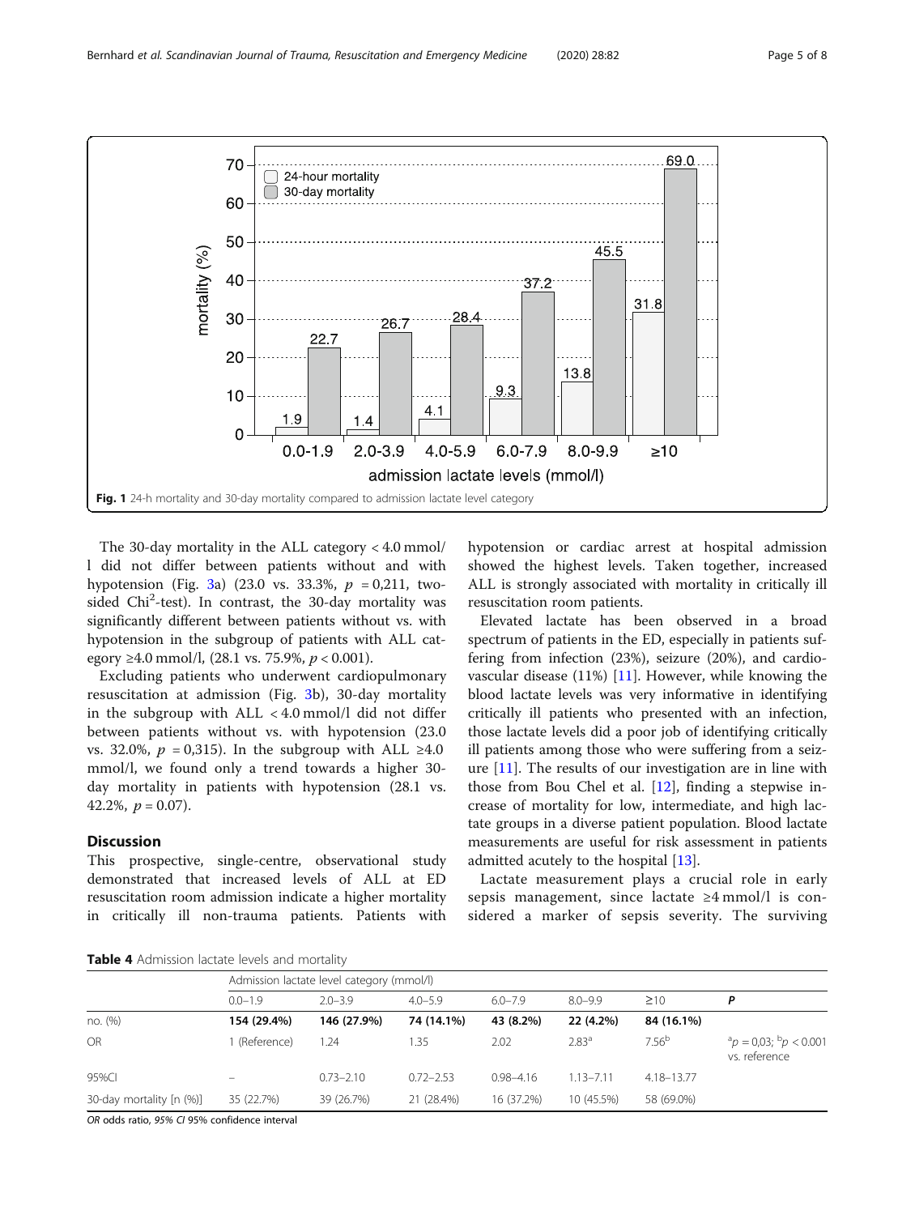Fig. 1 24-h mortality and 30-day mortality compared to admission lactate level category

The 30-day mortality in the ALL category < 4.0 mmol/l did not differ between patients without and with hypotension (Fig. 3a) (23.0 vs. 33.3%, $p = 0{,}211$, two-sided Chi[2]-test). In contrast, the 30-day mortality was significantly different between patients without vs. with hypotension in the subgroup of patients with ALL category ≥4.0 mmol/l, (28.1 vs. 75.9%, $p < 0.001$).

Excluding patients who underwent cardiopulmonary resuscitation at admission (Fig. 3b), 30-day mortality in the subgroup with ALL < 4.0 mmol/l did not differ between patients without vs. with hypotension (23.0 vs. 32.0%, $p = 0{,}315$). In the subgroup with ALL ≥4.0 mmol/l, we found only a trend towards a higher 30-day mortality in patients with hypotension (28.1 vs. 42.2%, $p = 0.07$).

## Discussion

This prospective, single-centre, observational study demonstrated that increased levels of ALL at ED resuscitation room admission indicate a higher mortality in critically ill non-trauma patients. Patients with hypotension or cardiac arrest at hospital admission showed the highest levels. Taken together, increased ALL is strongly associated with mortality in critically ill resuscitation room patients.

Elevated lactate has been observed in a broad spectrum of patients in the ED, especially in patients suffering from infection (23%), seizure (20%), and cardiovascular disease (11%) [11]. However, while knowing the blood lactate levels was very informative in identifying critically ill patients who presented with an infection, those lactate levels did a poor job of identifying critically ill patients among those who were suffering from a seizure [11]. The results of our investigation are in line with those from Bou Chel et al. [12], finding a stepwise increase of mortality for low, intermediate, and high lactate groups in a diverse patient population. Blood lactate measurements are useful for risk assessment in patients admitted acutely to the hospital [13].

Lactate measurement plays a crucial role in early sepsis management, since lactate ≥4 mmol/l is considered a marker of sepsis severity. The surviving

**Table 4** Admission lactate levels and mortality

| | Admission lactate level category (mmol/l) | | | | | | |
|---|---|---|---|---|---|---|---|
| | 0.0–1.9 | 2.0–3.9 | 4.0–5.9 | 6.0–7.9 | 8.0–9.9 | ≥10 | P |
| no. (%) | **154 (29.4%)** | **146 (27.9%)** | **74 (14.1%)** | **43 (8.2%)** | **22 (4.2%)** | **84 (16.1%)** | |
| OR | 1 (Reference) | 1.24 | 1.35 | 2.02 | 2.83[a] | 7.56[b] | [a]$p = 0{,}03$; [b]$p < 0.001$ vs. reference |
| 95%CI | – | 0.73–2.10 | 0.72–2.53 | 0.98–4.16 | 1.13–7.11 | 4.18–13.77 | |
| 30-day mortality [n (%)] | 35 (22.7%) | 39 (26.7%) | 21 (28.4%) | 16 (37.2%) | 10 (45.5%) | 58 (69.0%) | |

*OR* odds ratio, *95% CI* 95% confidence interval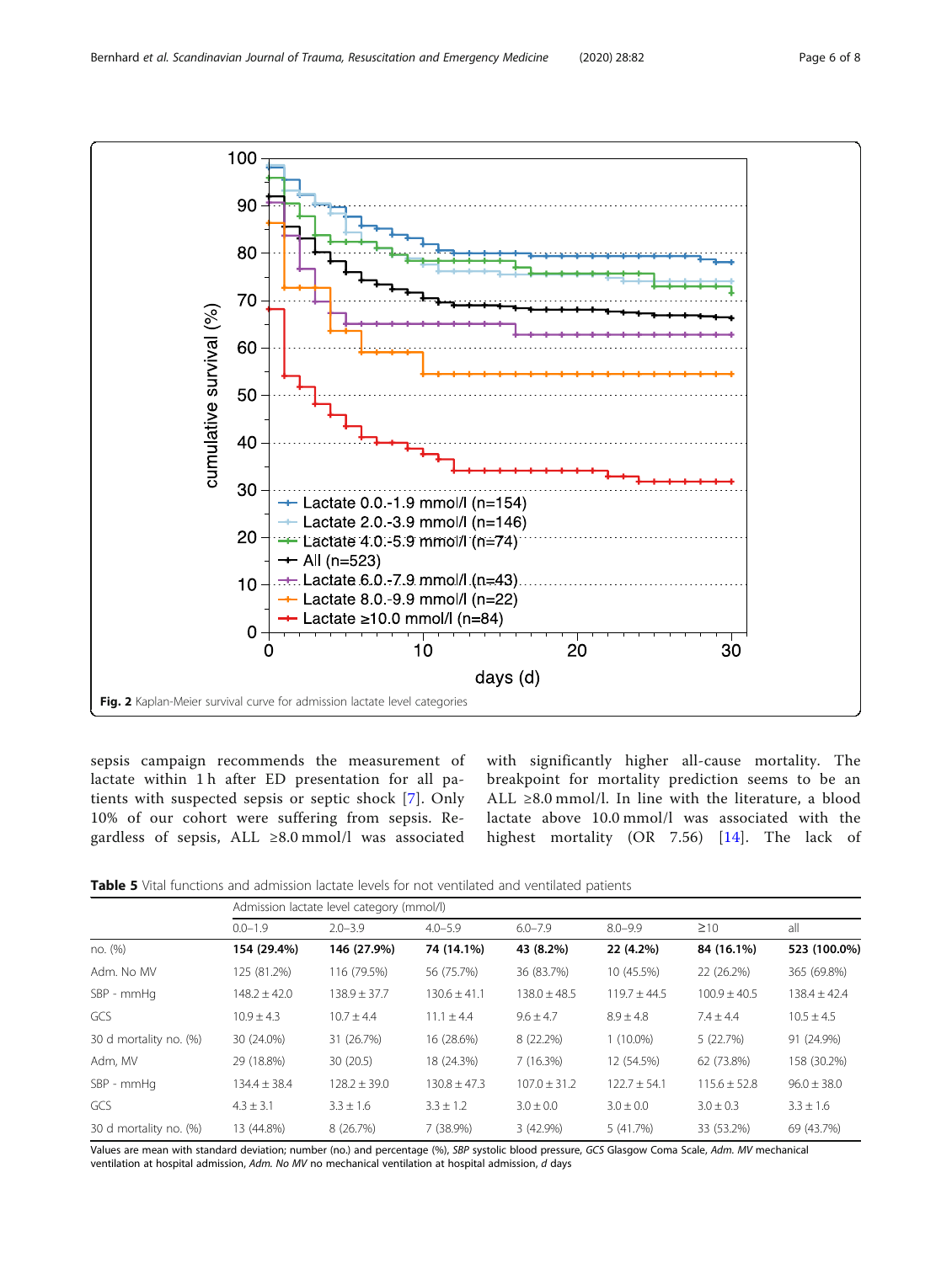Fig. 2 Kaplan-Meier survival curve for admission lactate level categories

sepsis campaign recommends the measurement of lactate within 1 h after ED presentation for all patients with suspected sepsis or septic shock [7]. Only 10% of our cohort were suffering from sepsis. Regardless of sepsis, ALL ≥8.0 mmol/l was associated with significantly higher all-cause mortality. The breakpoint for mortality prediction seems to be an ALL ≥8.0 mmol/l. In line with the literature, a blood lactate above 10.0 mmol/l was associated with the highest mortality (OR 7.56) [14]. The lack of

**Table 5** Vital functions and admission lactate levels for not ventilated and ventilated patients

| | Admission lactate level category (mmol/l) | | | | | | |
|---|---|---|---|---|---|---|---|
| | 0.0–1.9 | 2.0–3.9 | 4.0–5.9 | 6.0–7.9 | 8.0–9.9 | ≥10 | all |
| no. (%) | **154 (29.4%)** | **146 (27.9%)** | **74 (14.1%)** | **43 (8.2%)** | **22 (4.2%)** | **84 (16.1%)** | **523 (100.0%)** |
| Adm. No MV | 125 (81.2%) | 116 (79.5%) | 56 (75.7%) | 36 (83.7%) | 10 (45.5%) | 22 (26.2%) | 365 (69.8%) |
| SBP - mmHg | 148.2 ± 42.0 | 138.9 ± 37.7 | 130.6 ± 41.1 | 138.0 ± 48.5 | 119.7 ± 44.5 | 100.9 ± 40.5 | 138.4 ± 42.4 |
| GCS | 10.9 ± 4.3 | 10.7 ± 4.4 | 11.1 ± 4.4 | 9.6 ± 4.7 | 8.9 ± 4.8 | 7.4 ± 4.4 | 10.5 ± 4.5 |
| 30 d mortality no. (%) | 30 (24.0%) | 31 (26.7%) | 16 (28.6%) | 8 (22.2%) | 1 (10.0%) | 5 (22.7%) | 91 (24.9%) |
| Adm, MV | 29 (18.8%) | 30 (20.5) | 18 (24.3%) | 7 (16.3%) | 12 (54.5%) | 62 (73.8%) | 158 (30.2%) |
| SBP - mmHg | 134.4 ± 38.4 | 128.2 ± 39.0 | 130.8 ± 47.3 | 107.0 ± 31.2 | 122.7 ± 54.1 | 115.6 ± 52.8 | 96.0 ± 38.0 |
| GCS | 4.3 ± 3.1 | 3.3 ± 1.6 | 3.3 ± 1.2 | 3.0 ± 0.0 | 3.0 ± 0.0 | 3.0 ± 0.3 | 3.3 ± 1.6 |
| 30 d mortality no. (%) | 13 (44.8%) | 8 (26.7%) | 7 (38.9%) | 3 (42.9%) | 5 (41.7%) | 33 (53.2%) | 69 (43.7%) |

Values are mean with standard deviation; number (no.) and percentage (%), *SBP* systolic blood pressure, *GCS* Glasgow Coma Scale, *Adm. MV* mechanical ventilation at hospital admission, *Adm. No MV* no mechanical ventilation at hospital admission, *d* days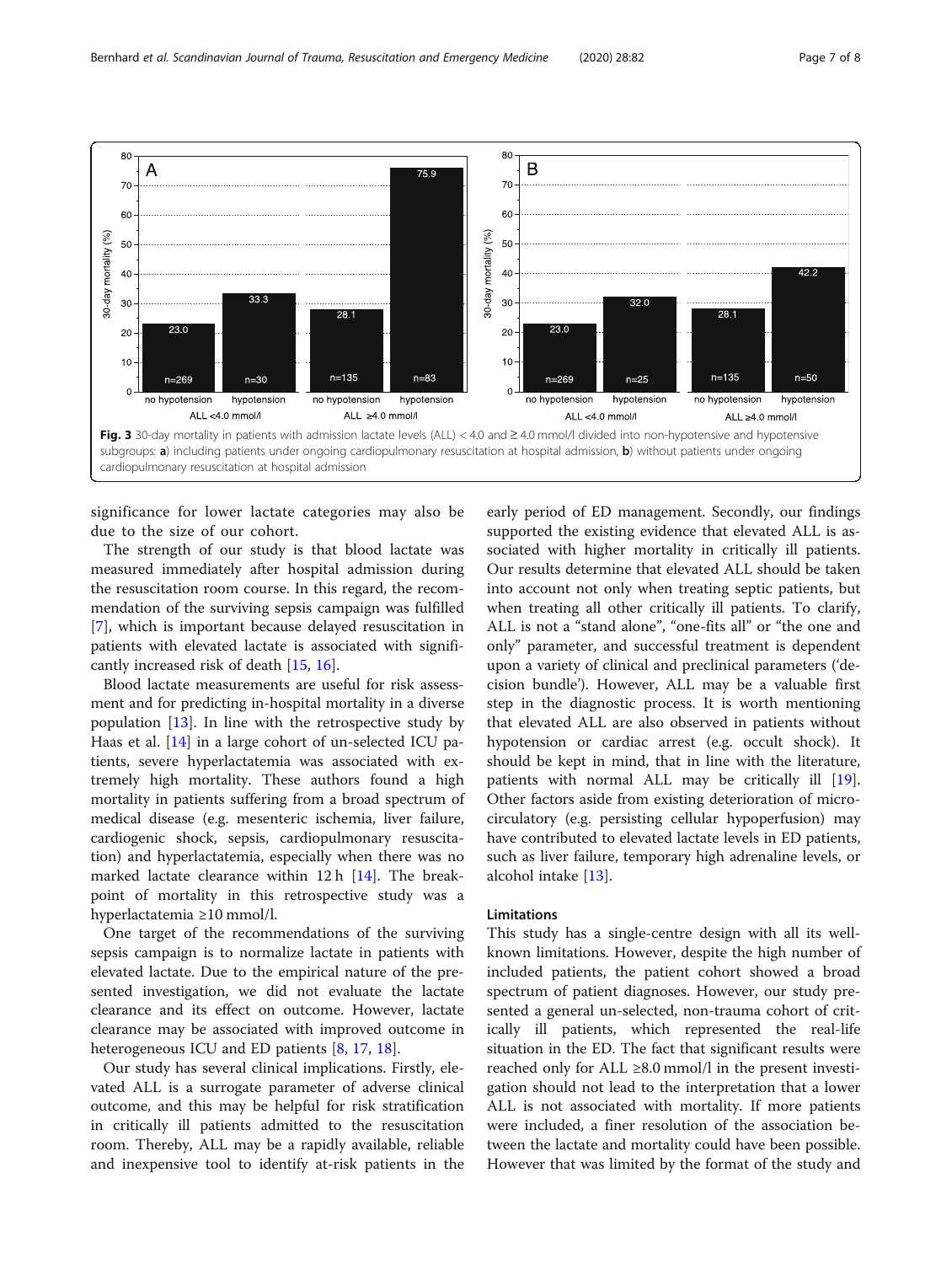A

80
70
60
50
40
30
20
10
0

30-day mortality (%)

23.0
n=269
no hypotension

33.3
n=30
hypotension

ALL <4.0 mmol/l

28.1
n=135
no hypotension

75.9
n=83
hypotension

ALL ≥4.0 mmol/l

B

80
70
60
50
40
30
20
10
0

30-day mortality (%)

23.0
n=269
no hypotension

32.0
n=25
hypotension

ALL <4.0 mmol/l

28.1
n=135
no hypotension

42.2
n=50
hypotension

ALL ≥4.0 mmol/l

**Fig. 3** 30-day mortality in patients with admission lactate levels (ALL) < 4.0 and ≥ 4.0 mmol/l divided into non-hypotensive and hypotensive subgroups: **a**) including patients under ongoing cardiopulmonary resuscitation at hospital admission, **b**) without patients under ongoing cardiopulmonary resuscitation at hospital admission

significance for lower lactate categories may also be due to the size of our cohort.

The strength of our study is that blood lactate was measured immediately after hospital admission during the resuscitation room course. In this regard, the recommendation of the surviving sepsis campaign was fulfilled [7], which is important because delayed resuscitation in patients with elevated lactate is associated with significantly increased risk of death [15, 16].

Blood lactate measurements are useful for risk assessment and for predicting in-hospital mortality in a diverse population [13]. In line with the retrospective study by Haas et al. [14] in a large cohort of un-selected ICU patients, severe hyperlactatemia was associated with extremely high mortality. These authors found a high mortality in patients suffering from a broad spectrum of medical disease (e.g. mesenteric ischemia, liver failure, cardiogenic shock, sepsis, cardiopulmonary resuscitation) and hyperlactatemia, especially when there was no marked lactate clearance within 12 h [14]. The breakpoint of mortality in this retrospective study was a hyperlactatemia ≥10 mmol/l.

One target of the recommendations of the surviving sepsis campaign is to normalize lactate in patients with elevated lactate. Due to the empirical nature of the presented investigation, we did not evaluate the lactate clearance and its effect on outcome. However, lactate clearance may be associated with improved outcome in heterogeneous ICU and ED patients [8, 17, 18].

Our study has several clinical implications. Firstly, elevated ALL is a surrogate parameter of adverse clinical outcome, and this may be helpful for risk stratification in critically ill patients admitted to the resuscitation room. Thereby, ALL may be a rapidly available, reliable and inexpensive tool to identify at-risk patients in the early period of ED management. Secondly, our findings supported the existing evidence that elevated ALL is associated with higher mortality in critically ill patients. Our results determine that elevated ALL should be taken into account not only when treating septic patients, but when treating all other critically ill patients. To clarify, ALL is not a "stand alone", "one-fits all" or "the one and only" parameter, and successful treatment is dependent upon a variety of clinical and preclinical parameters ('decision bundle'). However, ALL may be a valuable first step in the diagnostic process. It is worth mentioning that elevated ALL are also observed in patients without hypotension or cardiac arrest (e.g. occult shock). It should be kept in mind, that in line with the literature, patients with normal ALL may be critically ill [19]. Other factors aside from existing deterioration of microcirculatory (e.g. persisting cellular hypoperfusion) may have contributed to elevated lactate levels in ED patients, such as liver failure, temporary high adrenaline levels, or alcohol intake [13].

## Limitations

This study has a single-centre design with all its well-known limitations. However, despite the high number of included patients, the patient cohort showed a broad spectrum of patient diagnoses. However, our study presented a general un-selected, non-trauma cohort of critically ill patients, which represented the real-life situation in the ED. The fact that significant results were reached only for ALL ≥8.0 mmol/l in the present investigation should not lead to the interpretation that a lower ALL is not associated with mortality. If more patients were included, a finer resolution of the association between the lactate and mortality could have been possible. However that was limited by the format of the study and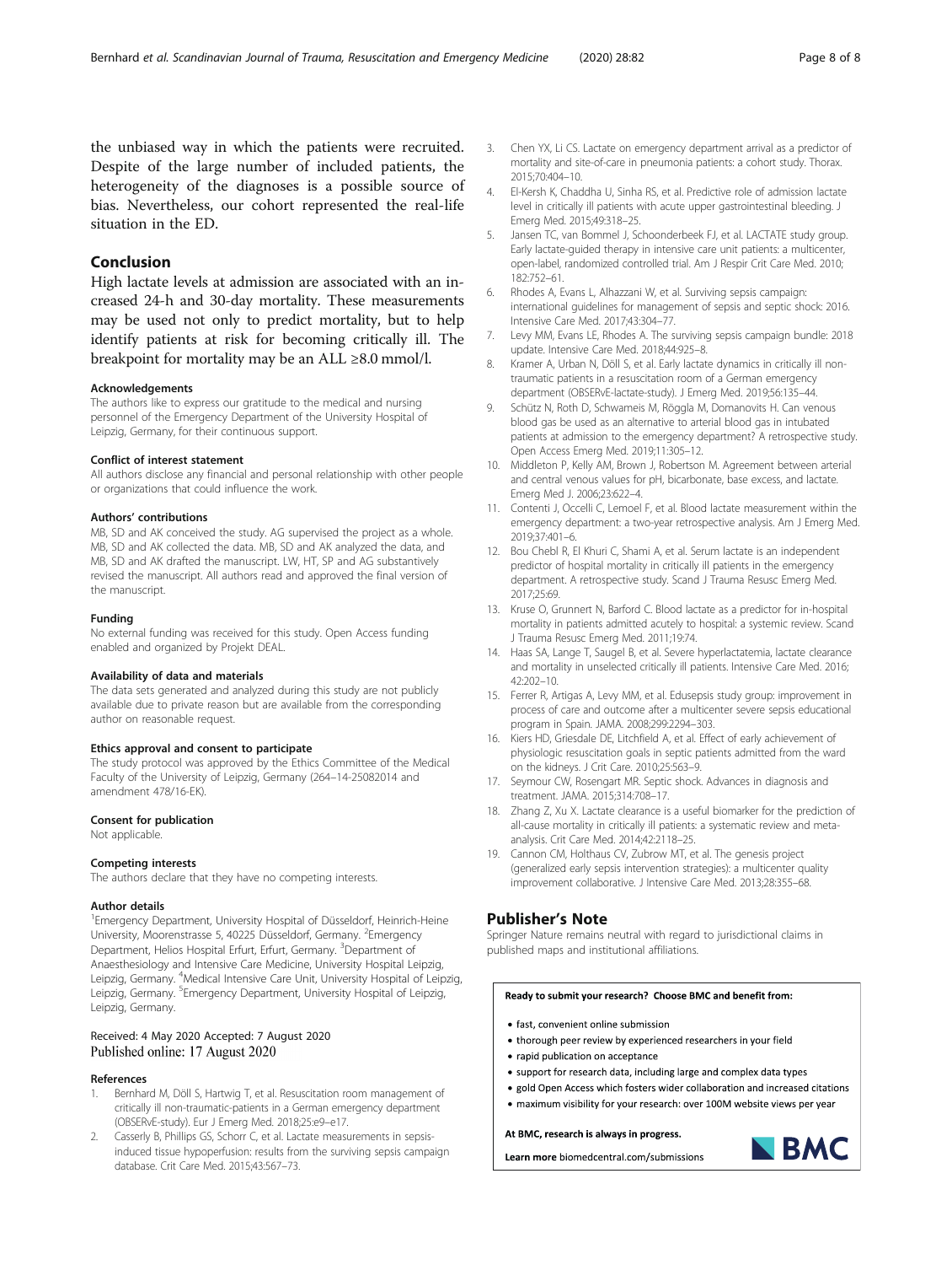the unbiased way in which the patients were recruited. Despite of the large number of included patients, the heterogeneity of the diagnoses is a possible source of bias. Nevertheless, our cohort represented the real-life situation in the ED.

## Conclusion

High lactate levels at admission are associated with an increased 24-h and 30-day mortality. These measurements may be used not only to predict mortality, but to help identify patients at risk for becoming critically ill. The breakpoint for mortality may be an ALL ≥8.0 mmol/l.

### Acknowledgements

The authors like to express our gratitude to the medical and nursing personnel of the Emergency Department of the University Hospital of Leipzig, Germany, for their continuous support.

### Conflict of interest statement

All authors disclose any financial and personal relationship with other people or organizations that could influence the work.

### Authors' contributions

MB, SD and AK conceived the study. AG supervised the project as a whole. MB, SD and AK collected the data. MB, SD and AK analyzed the data, and MB, SD and AK drafted the manuscript. LW, HT, SP and AG substantively revised the manuscript. All authors read and approved the final version of the manuscript.

### Funding

No external funding was received for this study. Open Access funding enabled and organized by Projekt DEAL.

### Availability of data and materials

The data sets generated and analyzed during this study are not publicly available due to private reason but are available from the corresponding author on reasonable request.

### Ethics approval and consent to participate

The study protocol was approved by the Ethics Committee of the Medical Faculty of the University of Leipzig, Germany (264–14-25082014 and amendment 478/16-EK).

### Consent for publication

Not applicable.

### Competing interests

The authors declare that they have no competing interests.

### Author details

[1]Emergency Department, University Hospital of Düsseldorf, Heinrich-Heine University, Moorenstrasse 5, 40225 Düsseldorf, Germany. [2]Emergency Department, Helios Hospital Erfurt, Erfurt, Germany. [3]Department of Anaesthesiology and Intensive Care Medicine, University Hospital Leipzig, Leipzig, Germany. [4]Medical Intensive Care Unit, University Hospital of Leipzig, Leipzig, Germany. [5]Emergency Department, University Hospital of Leipzig, Leipzig, Germany.

Received: 4 May 2020 Accepted: 7 August 2020
Published online: 17 August 2020

### References

1. Bernhard M, Döll S, Hartwig T, et al. Resuscitation room management of critically ill non-traumatic-patients in a German emergency department (OBSERvE-study). Eur J Emerg Med. 2018;25:e9–e17.
2. Casserly B, Phillips GS, Schorr C, et al. Lactate measurements in sepsis-induced tissue hypoperfusion: results from the surviving sepsis campaign database. Crit Care Med. 2015;43:567–73.
3. Chen YX, Li CS. Lactate on emergency department arrival as a predictor of mortality and site-of-care in pneumonia patients: a cohort study. Thorax. 2015;70:404–10.
4. El-Kersh K, Chaddha U, Sinha RS, et al. Predictive role of admission lactate level in critically ill patients with acute upper gastrointestinal bleeding. J Emerg Med. 2015;49:318–25.
5. Jansen TC, van Bommel J, Schoonderbeek FJ, et al. LACTATE study group. Early lactate-guided therapy in intensive care unit patients: a multicenter, open-label, randomized controlled trial. Am J Respir Crit Care Med. 2010; 182:752–61.
6. Rhodes A, Evans L, Alhazzani W, et al. Surviving sepsis campaign: international guidelines for management of sepsis and septic shock: 2016. Intensive Care Med. 2017;43:304–77.
7. Levy MM, Evans LE, Rhodes A. The surviving sepsis campaign bundle: 2018 update. Intensive Care Med. 2018;44:925–8.
8. Kramer A, Urban N, Döll S, et al. Early lactate dynamics in critically ill non-traumatic patients in a resuscitation room of a German emergency department (OBSERvE-lactate-study). J Emerg Med. 2019;56:135–44.
9. Schütz N, Roth D, Schwameis M, Röggla M, Domanovits H. Can venous blood gas be used as an alternative to arterial blood gas in intubated patients at admission to the emergency department? A retrospective study. Open Access Emerg Med. 2019;11:305–12.
10. Middleton P, Kelly AM, Brown J, Robertson M. Agreement between arterial and central venous values for pH, bicarbonate, base excess, and lactate. Emerg Med J. 2006;23:622–4.
11. Contenti J, Occelli C, Lemoel F, et al. Blood lactate measurement within the emergency department: a two-year retrospective analysis. Am J Emerg Med. 2019;37:401–6.
12. Bou Chebl R, El Khuri C, Shami A, et al. Serum lactate is an independent predictor of hospital mortality in critically ill patients in the emergency department. A retrospective study. Scand J Trauma Resusc Emerg Med. 2017;25:69.
13. Kruse O, Grunnert N, Barford C. Blood lactate as a predictor for in-hospital mortality in patients admitted acutely to hospital: a systemic review. Scand J Trauma Resusc Emerg Med. 2011;19:74.
14. Haas SA, Lange T, Saugel B, et al. Severe hyperlactatemia, lactate clearance and mortality in unselected critically ill patients. Intensive Care Med. 2016; 42:202–10.
15. Ferrer R, Artigas A, Levy MM, et al. Edusepsis study group: improvement in process of care and outcome after a multicenter severe sepsis educational program in Spain. JAMA. 2008;299:2294–303.
16. Kiers HD, Griesdale DE, Litchfield A, et al. Effect of early achievement of physiologic resuscitation goals in septic patients admitted from the ward on the kidneys. J Crit Care. 2010;25:563–9.
17. Seymour CW, Rosengart MR. Septic shock. Advances in diagnosis and treatment. JAMA. 2015;314:708–17.
18. Zhang Z, Xu X. Lactate clearance is a useful biomarker for the prediction of all-cause mortality in critically ill patients: a systematic review and meta-analysis. Crit Care Med. 2014;42:2118–25.
19. Cannon CM, Holthaus CV, Zubrow MT, et al. The genesis project (generalized early sepsis intervention strategies): a multicenter quality improvement collaborative. J Intensive Care Med. 2013;28:355–68.

## Publisher's Note

Springer Nature remains neutral with regard to jurisdictional claims in published maps and institutional affiliations.

**Ready to submit your research? Choose BMC and benefit from:**

- fast, convenient online submission
- thorough peer review by experienced researchers in your field
- rapid publication on acceptance
- support for research data, including large and complex data types
- gold Open Access which fosters wider collaboration and increased citations
- maximum visibility for your research: over 100M website views per year

**At BMC, research is always in progress.**

**Learn more** biomedcentral.com/submissions